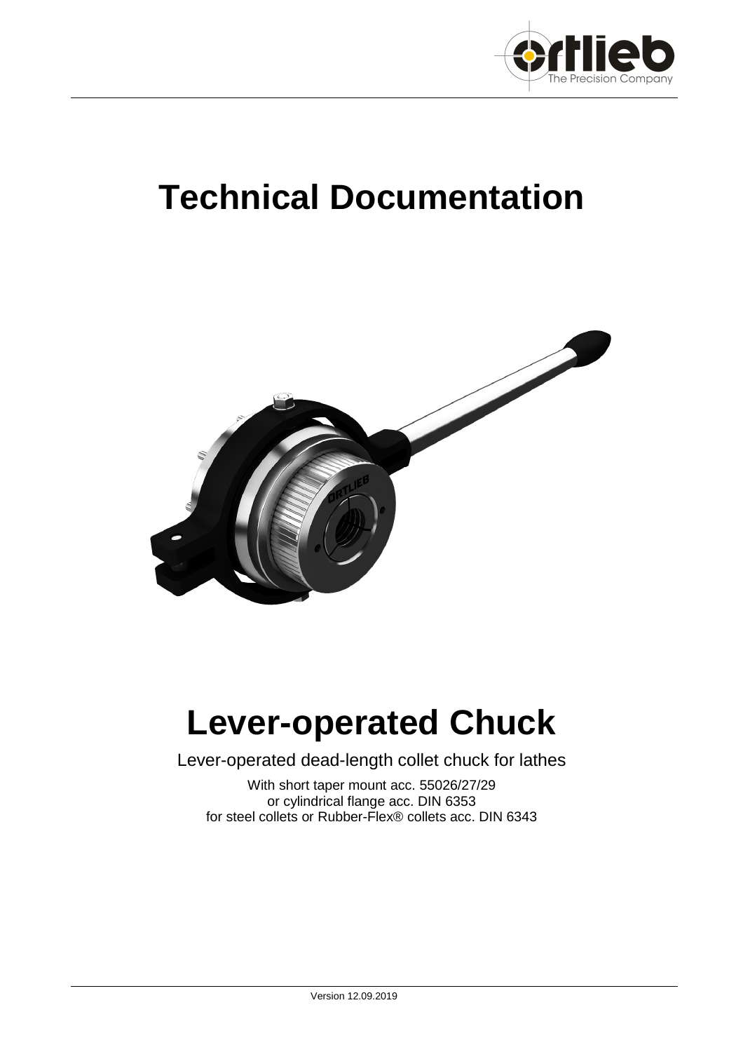# Technical Documentation

# Lever-operated Chuck

Lever-operated dead-length collet chuck for lathes

With short taper mount acc. 55026/27/29
or cylindrical flange acc. DIN 6353
for steel collets or Rubber-Flex® collets acc. DIN 6343

Version 12.09.2019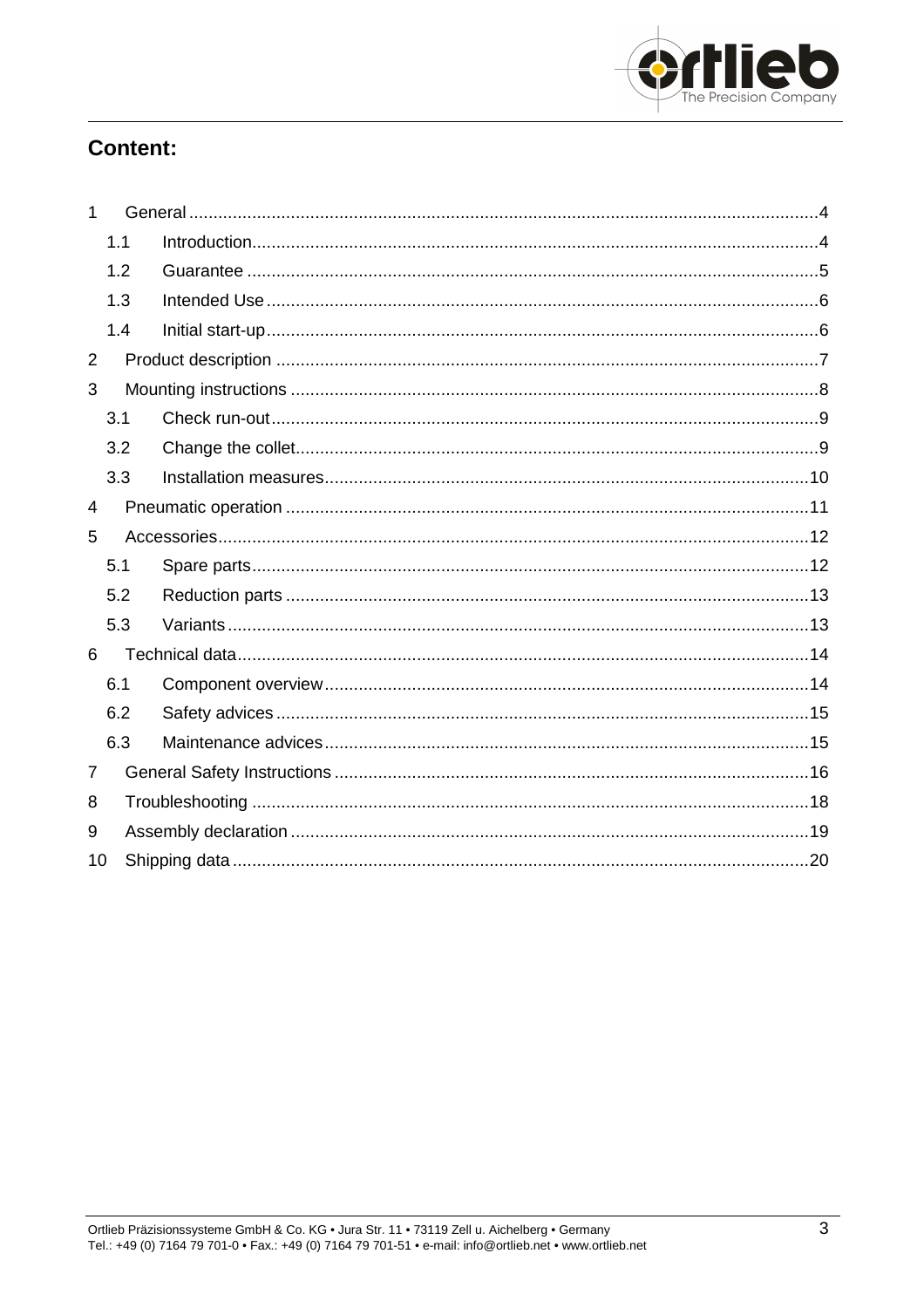## Content:

1 General ... 4
- 1.1 Introduction ... 4
- 1.2 Guarantee ... 5
- 1.3 Intended Use ... 6
- 1.4 Initial start-up ... 6

2 Product description ... 7

3 Mounting instructions ... 8
- 3.1 Check run-out ... 9
- 3.2 Change the collet ... 9
- 3.3 Installation measures ... 10

4 Pneumatic operation ... 11

5 Accessories ... 12
- 5.1 Spare parts ... 12
- 5.2 Reduction parts ... 13
- 5.3 Variants ... 13

6 Technical data ... 14
- 6.1 Component overview ... 14
- 6.2 Safety advices ... 15
- 6.3 Maintenance advices ... 15

7 General Safety Instructions ... 16

8 Troubleshooting ... 18

9 Assembly declaration ... 19

10 Shipping data ... 20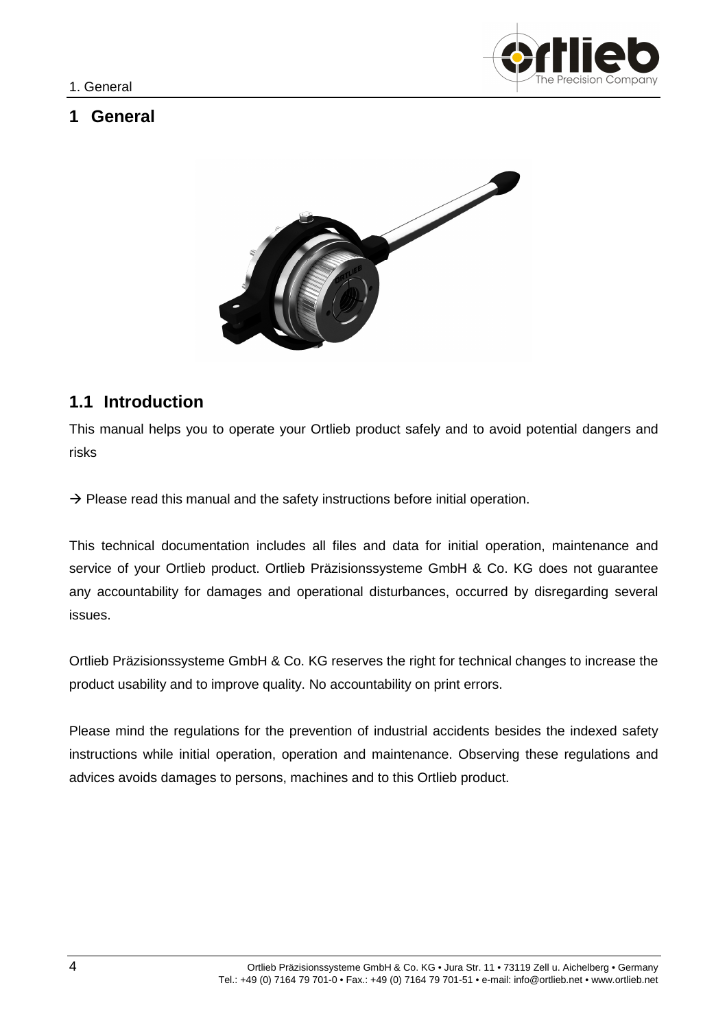# 1 General

## 1.1 Introduction

This manual helps you to operate your Ortlieb product safely and to avoid potential dangers and risks

→ Please read this manual and the safety instructions before initial operation.

This technical documentation includes all files and data for initial operation, maintenance and service of your Ortlieb product. Ortlieb Präzisionssysteme GmbH & Co. KG does not guarantee any accountability for damages and operational disturbances, occurred by disregarding several issues.

Ortlieb Präzisionssysteme GmbH & Co. KG reserves the right for technical changes to increase the product usability and to improve quality. No accountability on print errors.

Please mind the regulations for the prevention of industrial accidents besides the indexed safety instructions while initial operation, operation and maintenance. Observing these regulations and advices avoids damages to persons, machines and to this Ortlieb product.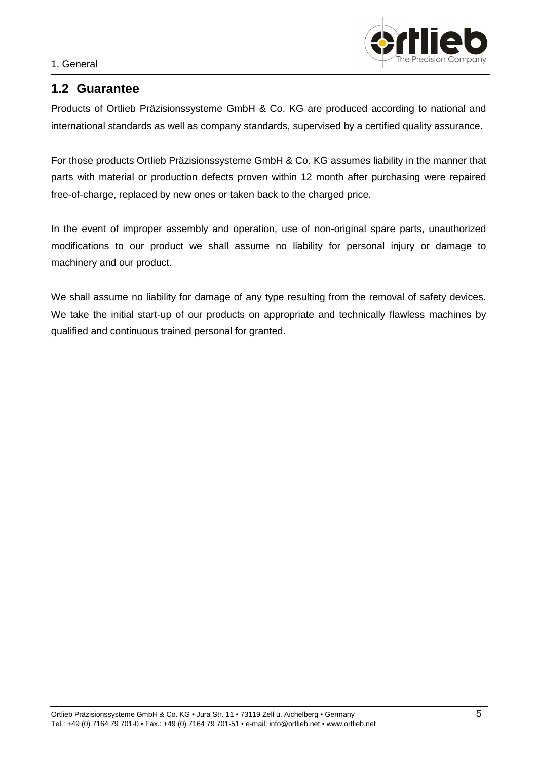## 1.2 Guarantee

Products of Ortlieb Präzisionssysteme GmbH & Co. KG are produced according to national and international standards as well as company standards, supervised by a certified quality assurance.

For those products Ortlieb Präzisionssysteme GmbH & Co. KG assumes liability in the manner that parts with material or production defects proven within 12 month after purchasing were repaired free-of-charge, replaced by new ones or taken back to the charged price.

In the event of improper assembly and operation, use of non-original spare parts, unauthorized modifications to our product we shall assume no liability for personal injury or damage to machinery and our product.

We shall assume no liability for damage of any type resulting from the removal of safety devices. We take the initial start-up of our products on appropriate and technically flawless machines by qualified and continuous trained personal for granted.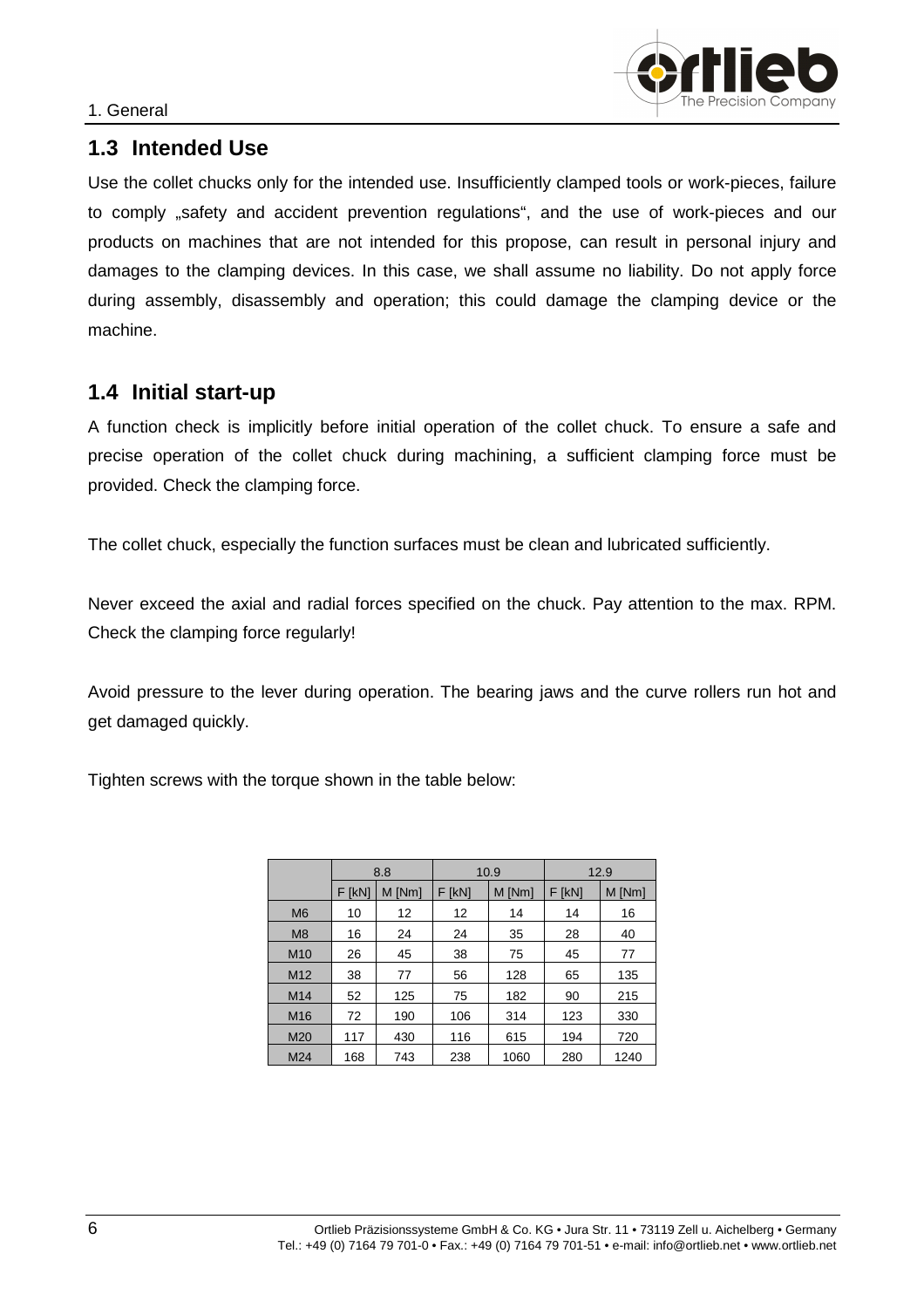## 1.3 Intended Use

Use the collet chucks only for the intended use. Insufficiently clamped tools or work-pieces, failure to comply „safety and accident prevention regulations“, and the use of work-pieces and our products on machines that are not intended for this propose, can result in personal injury and damages to the clamping devices. In this case, we shall assume no liability. Do not apply force during assembly, disassembly and operation; this could damage the clamping device or the machine.

## 1.4 Initial start-up

A function check is implicitly before initial operation of the collet chuck. To ensure a safe and precise operation of the collet chuck during machining, a sufficient clamping force must be provided. Check the clamping force.

The collet chuck, especially the function surfaces must be clean and lubricated sufficiently.

Never exceed the axial and radial forces specified on the chuck. Pay attention to the max. RPM. Check the clamping force regularly!

Avoid pressure to the lever during operation. The bearing jaws and the curve rollers run hot and get damaged quickly.

Tighten screws with the torque shown in the table below:

| | 8.8 | | 10.9 | | 12.9 | |
|---|---|---|---|---|---|---|
| | F [kN] | M [Nm] | F [kN] | M [Nm] | F [kN] | M [Nm] |
| M6 | 10 | 12 | 12 | 14 | 14 | 16 |
| M8 | 16 | 24 | 24 | 35 | 28 | 40 |
| M10 | 26 | 45 | 38 | 75 | 45 | 77 |
| M12 | 38 | 77 | 56 | 128 | 65 | 135 |
| M14 | 52 | 125 | 75 | 182 | 90 | 215 |
| M16 | 72 | 190 | 106 | 314 | 123 | 330 |
| M20 | 117 | 430 | 116 | 615 | 194 | 720 |
| M24 | 168 | 743 | 238 | 1060 | 280 | 1240 |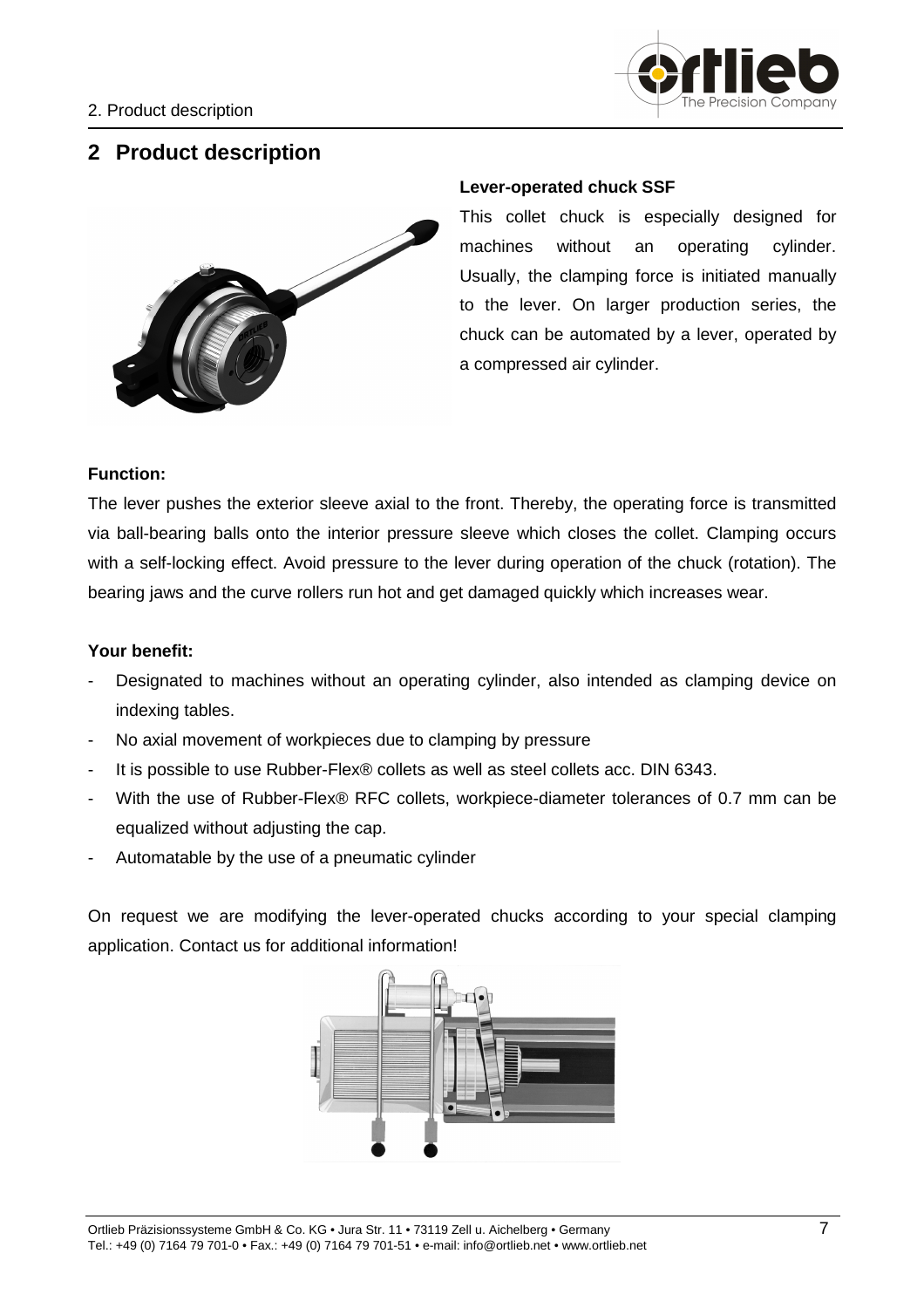# 2 Product description

**Lever-operated chuck SSF**

This collet chuck is especially designed for machines without an operating cylinder. Usually, the clamping force is initiated manually to the lever. On larger production series, the chuck can be automated by a lever, operated by a compressed air cylinder.

**Function:**

The lever pushes the exterior sleeve axial to the front. Thereby, the operating force is transmitted via ball-bearing balls onto the interior pressure sleeve which closes the collet. Clamping occurs with a self-locking effect. Avoid pressure to the lever during operation of the chuck (rotation). The bearing jaws and the curve rollers run hot and get damaged quickly which increases wear.

**Your benefit:**

- Designated to machines without an operating cylinder, also intended as clamping device on indexing tables.
- No axial movement of workpieces due to clamping by pressure
- It is possible to use Rubber-Flex® collets as well as steel collets acc. DIN 6343.
- With the use of Rubber-Flex® RFC collets, workpiece-diameter tolerances of 0.7 mm can be equalized without adjusting the cap.
- Automatable by the use of a pneumatic cylinder

On request we are modifying the lever-operated chucks according to your special clamping application. Contact us for additional information!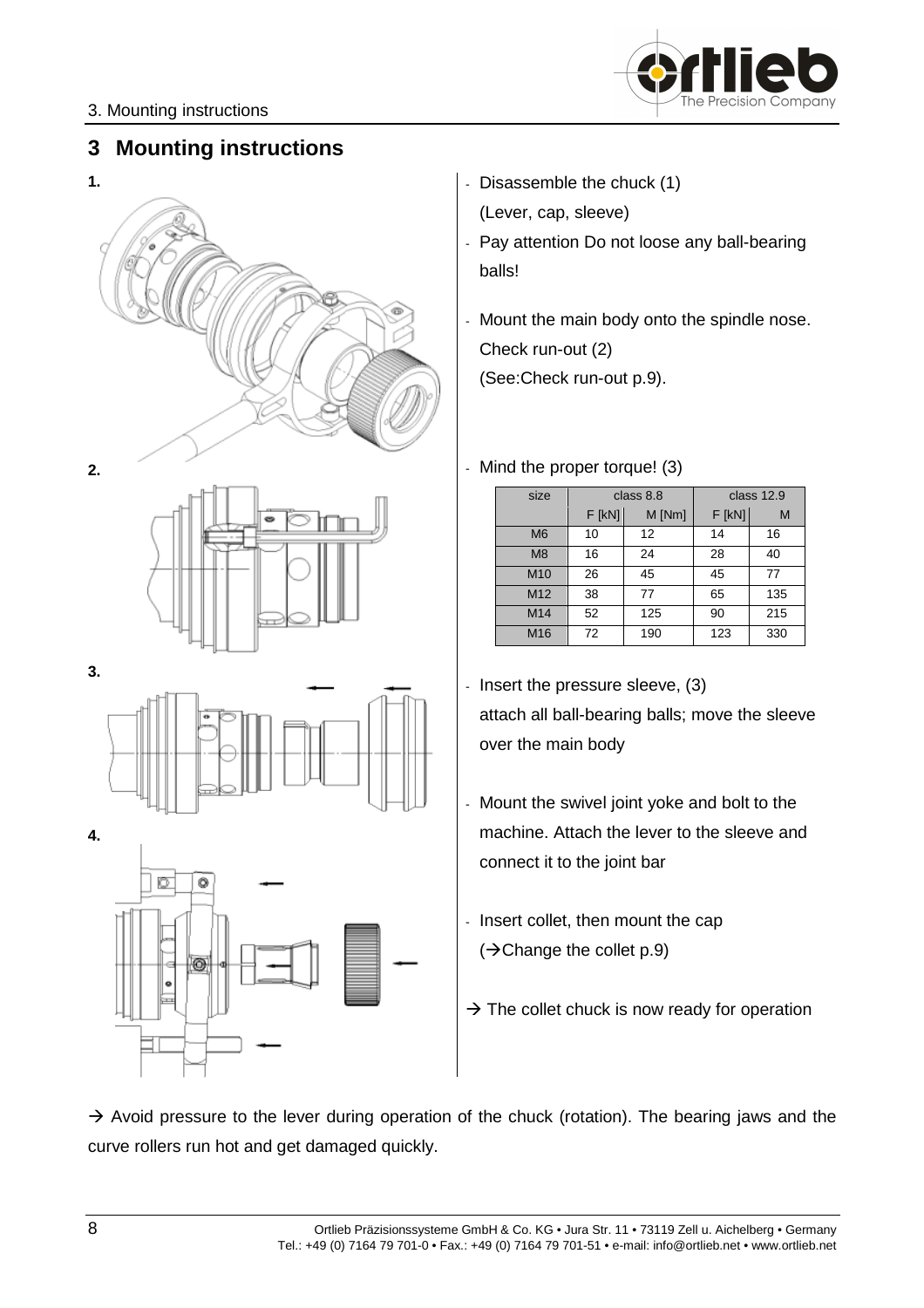# 3 Mounting instructions

**1.**

- Disassemble the chuck (1)
  (Lever, cap, sleeve)
- Pay attention Do not loose any ball-bearing balls!
- Mount the main body onto the spindle nose. Check run-out (2)
  (See:Check run-out p.9).

**2.**

- Mind the proper torque! (3)

| size | class 8.8 | | class 12.9 | |
|---|---|---|---|---|
| | F [kN] | M [Nm] | F [kN] | M |
| M6 | 10 | 12 | 14 | 16 |
| M8 | 16 | 24 | 28 | 40 |
| M10 | 26 | 45 | 45 | 77 |
| M12 | 38 | 77 | 65 | 135 |
| M14 | 52 | 125 | 90 | 215 |
| M16 | 72 | 190 | 123 | 330 |

**3.**

- Insert the pressure sleeve, (3)
  attach all ball-bearing balls; move the sleeve over the main body

**4.**

- Mount the swivel joint yoke and bolt to the machine. Attach the lever to the sleeve and connect it to the joint bar
- Insert collet, then mount the cap
  (→Change the collet p.9)

→ The collet chuck is now ready for operation

→ Avoid pressure to the lever during operation of the chuck (rotation). The bearing jaws and the curve rollers run hot and get damaged quickly.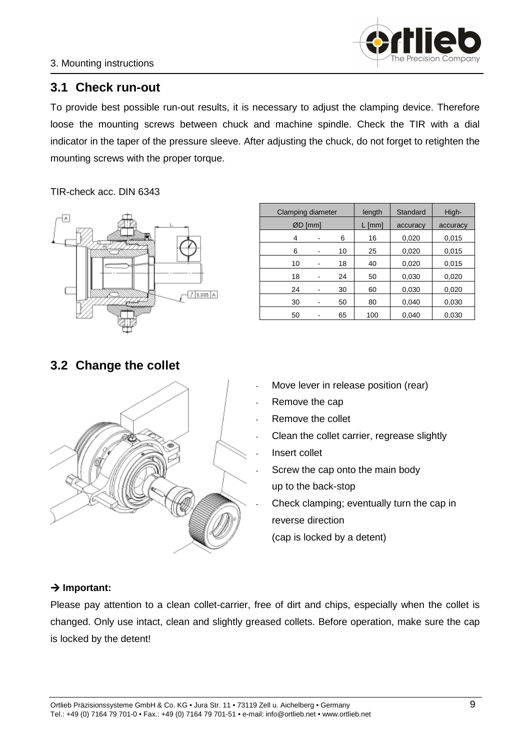## 3.1 Check run-out

To provide best possible run-out results, it is necessary to adjust the clamping device. Therefore loose the mounting screws between chuck and machine spindle. Check the TIR with a dial indicator in the taper of the pressure sleeve. After adjusting the chuck, do not forget to retighten the mounting screws with the proper torque.

TIR-check acc. DIN 6343

| Clamping diameter ØD [mm] | | | length L [mm] | Standard accuracy | High-accuracy |
|---|---|---|---|---|---|
| 4 | - | 6 | 16 | 0,020 | 0,015 |
| 6 | - | 10 | 25 | 0,020 | 0,015 |
| 10 | - | 18 | 40 | 0,020 | 0,015 |
| 18 | - | 24 | 50 | 0,030 | 0,020 |
| 24 | - | 30 | 60 | 0,030 | 0,020 |
| 30 | - | 50 | 80 | 0,040 | 0,030 |
| 50 | - | 65 | 100 | 0,040 | 0,030 |

## 3.2 Change the collet

- Move lever in release position (rear)
- Remove the cap
- Remove the collet
- Clean the collet carrier, regrease slightly
- Insert collet
- Screw the cap onto the main body up to the back-stop
- Check clamping; eventually turn the cap in reverse direction (cap is locked by a detent)

**→ Important:**

Please pay attention to a clean collet-carrier, free of dirt and chips, especially when the collet is changed. Only use intact, clean and slightly greased collets. Before operation, make sure the cap is locked by the detent!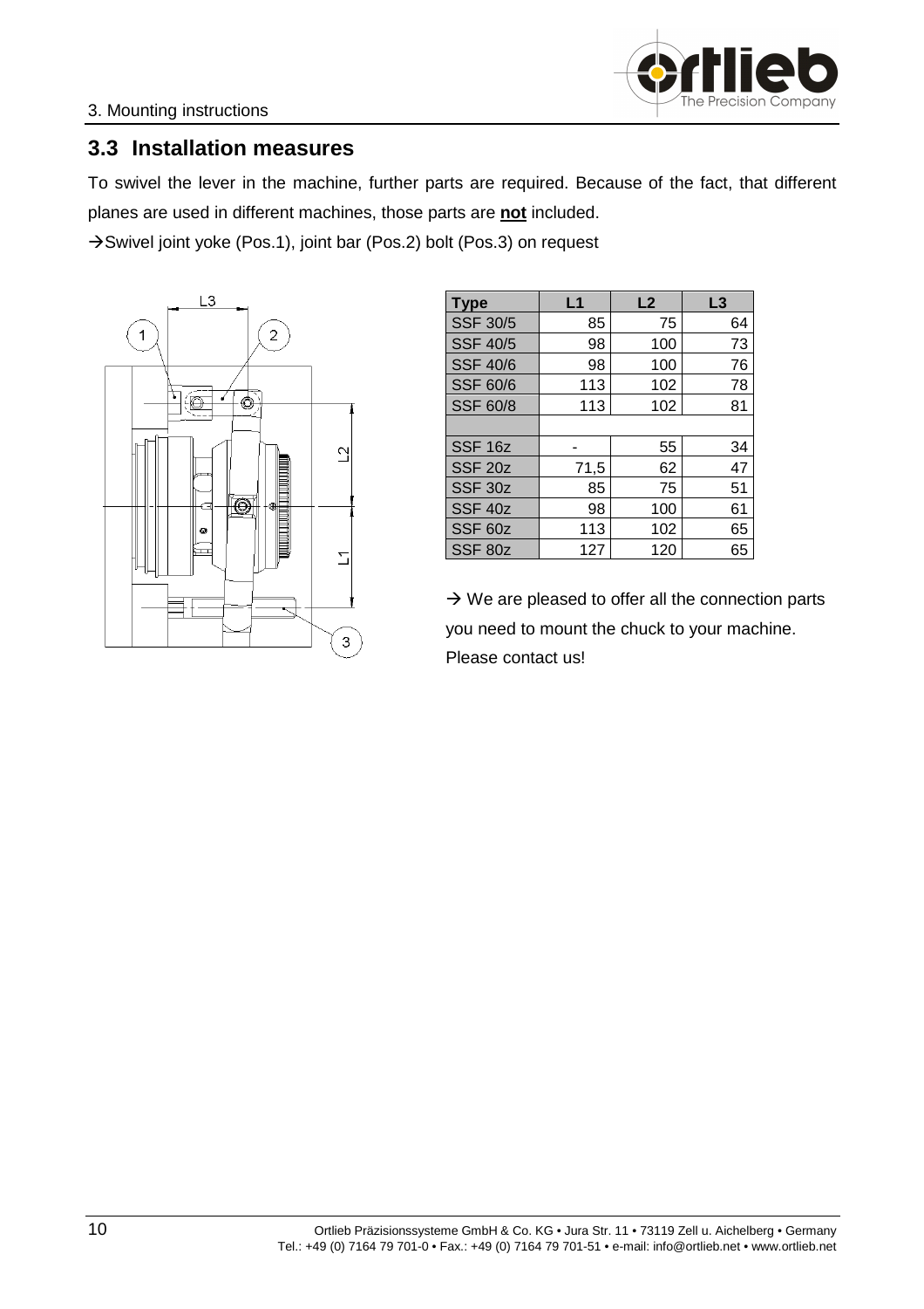## 3.3 Installation measures

To swivel the lever in the machine, further parts are required. Because of the fact, that different planes are used in different machines, those parts are **not** included.

→Swivel joint yoke (Pos.1), joint bar (Pos.2) bolt (Pos.3) on request

| Type | L1 | L2 | L3 |
|---|---|---|---|
| SSF 30/5 | 85 | 75 | 64 |
| SSF 40/5 | 98 | 100 | 73 |
| SSF 40/6 | 98 | 100 | 76 |
| SSF 60/6 | 113 | 102 | 78 |
| SSF 60/8 | 113 | 102 | 81 |
| | | | |
| SSF 16z | - | 55 | 34 |
| SSF 20z | 71,5 | 62 | 47 |
| SSF 30z | 85 | 75 | 51 |
| SSF 40z | 98 | 100 | 61 |
| SSF 60z | 113 | 102 | 65 |
| SSF 80z | 127 | 120 | 65 |

→ We are pleased to offer all the connection parts you need to mount the chuck to your machine. Please contact us!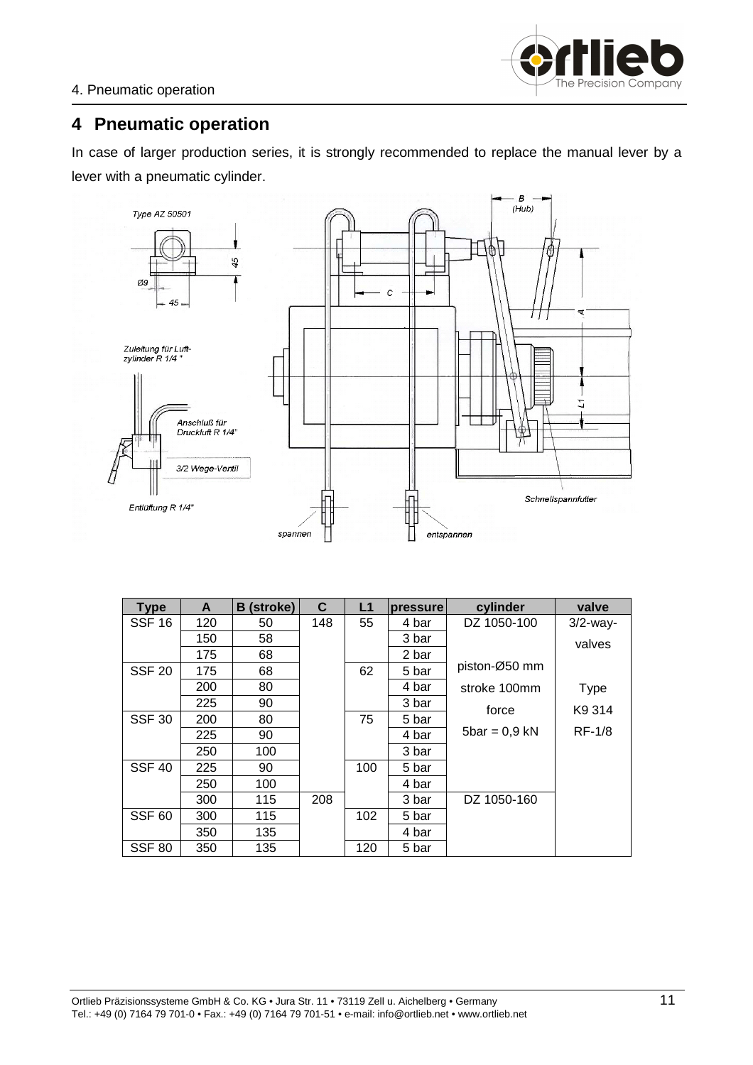# 4 Pneumatic operation

In case of larger production series, it is strongly recommended to replace the manual lever by a lever with a pneumatic cylinder.

| Type | A | B (stroke) | C | L1 | pressure | cylinder | valve |
|---|---|---|---|---|---|---|---|
| SSF 16 | 120 | 50 | 148 | 55 | 4 bar | DZ 1050-100 | 3/2-way-valves |
| | 150 | 58 | | | 3 bar | | |
| | 175 | 68 | | | 2 bar | | |
| SSF 20 | 175 | 68 | | 62 | 5 bar | piston-Ø50 mm | |
| | 200 | 80 | | | 4 bar | stroke 100mm | Type |
| | 225 | 90 | | | 3 bar | force | K9 314 |
| SSF 30 | 200 | 80 | | 75 | 5 bar | 5bar = 0,9 kN | RF-1/8 |
| | 225 | 90 | | | 4 bar | | |
| | 250 | 100 | | | 3 bar | | |
| SSF 40 | 225 | 90 | | 100 | 5 bar | | |
| | 250 | 100 | | | 4 bar | | |
| | 300 | 115 | 208 | | 3 bar | DZ 1050-160 | |
| SSF 60 | 300 | 115 | | 102 | 5 bar | | |
| | 350 | 135 | | | 4 bar | | |
| SSF 80 | 350 | 135 | | 120 | 5 bar | | |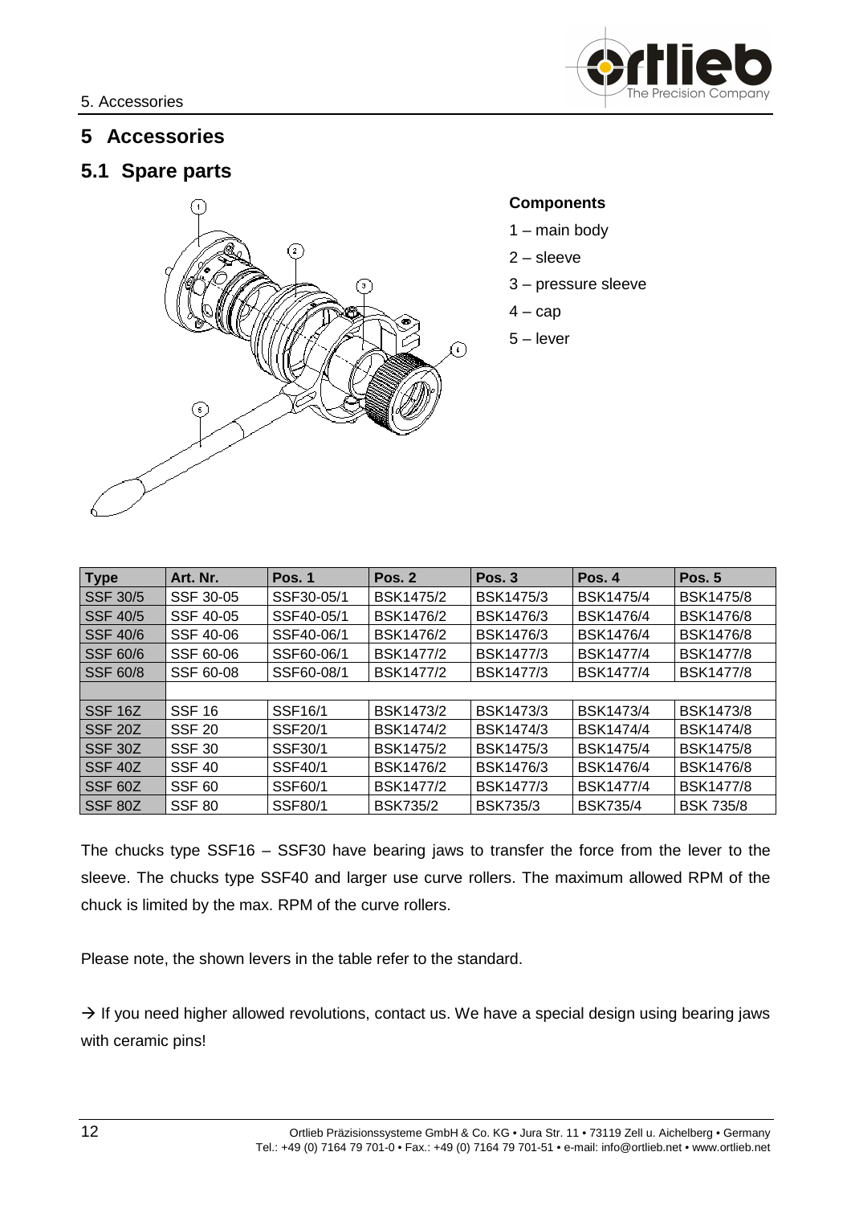# 5 Accessories

## 5.1 Spare parts

**Components**

1 – main body

2 – sleeve

3 – pressure sleeve

4 – cap

5 – lever

| Type | Art. Nr. | Pos. 1 | Pos. 2 | Pos. 3 | Pos. 4 | Pos. 5 |
|---|---|---|---|---|---|---|
| SSF 30/5 | SSF 30-05 | SSF30-05/1 | BSK1475/2 | BSK1475/3 | BSK1475/4 | BSK1475/8 |
| SSF 40/5 | SSF 40-05 | SSF40-05/1 | BSK1476/2 | BSK1476/3 | BSK1476/4 | BSK1476/8 |
| SSF 40/6 | SSF 40-06 | SSF40-06/1 | BSK1476/2 | BSK1476/3 | BSK1476/4 | BSK1476/8 |
| SSF 60/6 | SSF 60-06 | SSF60-06/1 | BSK1477/2 | BSK1477/3 | BSK1477/4 | BSK1477/8 |
| SSF 60/8 | SSF 60-08 | SSF60-08/1 | BSK1477/2 | BSK1477/3 | BSK1477/4 | BSK1477/8 |
| | | | | | | |
| SSF 16Z | SSF 16 | SSF16/1 | BSK1473/2 | BSK1473/3 | BSK1473/4 | BSK1473/8 |
| SSF 20Z | SSF 20 | SSF20/1 | BSK1474/2 | BSK1474/3 | BSK1474/4 | BSK1474/8 |
| SSF 30Z | SSF 30 | SSF30/1 | BSK1475/2 | BSK1475/3 | BSK1475/4 | BSK1475/8 |
| SSF 40Z | SSF 40 | SSF40/1 | BSK1476/2 | BSK1476/3 | BSK1476/4 | BSK1476/8 |
| SSF 60Z | SSF 60 | SSF60/1 | BSK1477/2 | BSK1477/3 | BSK1477/4 | BSK1477/8 |
| SSF 80Z | SSF 80 | SSF80/1 | BSK735/2 | BSK735/3 | BSK735/4 | BSK 735/8 |

The chucks type SSF16 – SSF30 have bearing jaws to transfer the force from the lever to the sleeve. The chucks type SSF40 and larger use curve rollers. The maximum allowed RPM of the chuck is limited by the max. RPM of the curve rollers.

Please note, the shown levers in the table refer to the standard.

→ If you need higher allowed revolutions, contact us. We have a special design using bearing jaws with ceramic pins!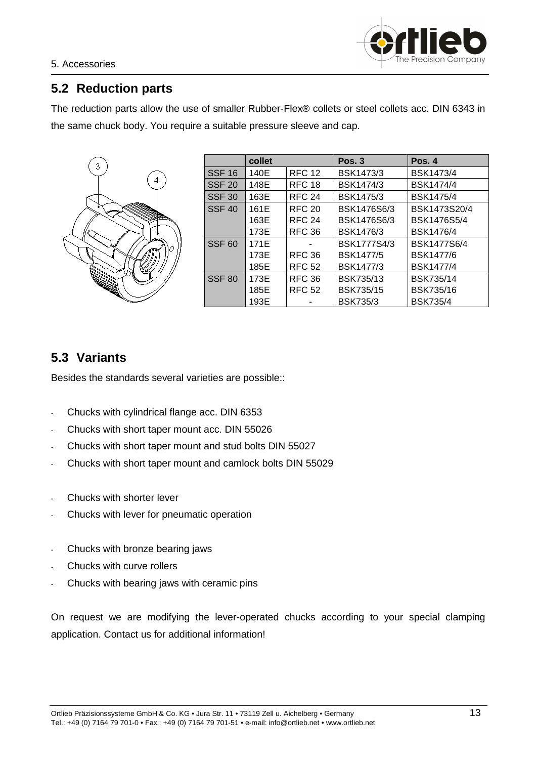## 5.2 Reduction parts

The reduction parts allow the use of smaller Rubber-Flex® collets or steel collets acc. DIN 6343 in the same chuck body. You require a suitable pressure sleeve and cap.

| | collet | | Pos. 3 | Pos. 4 |
|---|---|---|---|---|
| SSF 16 | 140E | RFC 12 | BSK1473/3 | BSK1473/4 |
| SSF 20 | 148E | RFC 18 | BSK1474/3 | BSK1474/4 |
| SSF 30 | 163E | RFC 24 | BSK1475/3 | BSK1475/4 |
| SSF 40 | 161E | RFC 20 | BSK1476S6/3 | BSK1473S20/4 |
| | 163E | RFC 24 | BSK1476S6/3 | BSK1476S5/4 |
| | 173E | RFC 36 | BSK1476/3 | BSK1476/4 |
| SSF 60 | 171E | - | BSK1777S4/3 | BSK1477S6/4 |
| | 173E | RFC 36 | BSK1477/5 | BSK1477/6 |
| | 185E | RFC 52 | BSK1477/3 | BSK1477/4 |
| SSF 80 | 173E | RFC 36 | BSK735/13 | BSK735/14 |
| | 185E | RFC 52 | BSK735/15 | BSK735/16 |
| | 193E | - | BSK735/3 | BSK735/4 |

## 5.3 Variants

Besides the standards several varieties are possible::

- Chucks with cylindrical flange acc. DIN 6353
- Chucks with short taper mount acc. DIN 55026
- Chucks with short taper mount and stud bolts DIN 55027
- Chucks with short taper mount and camlock bolts DIN 55029

- Chucks with shorter lever
- Chucks with lever for pneumatic operation

- Chucks with bronze bearing jaws
- Chucks with curve rollers
- Chucks with bearing jaws with ceramic pins

On request we are modifying the lever-operated chucks according to your special clamping application. Contact us for additional information!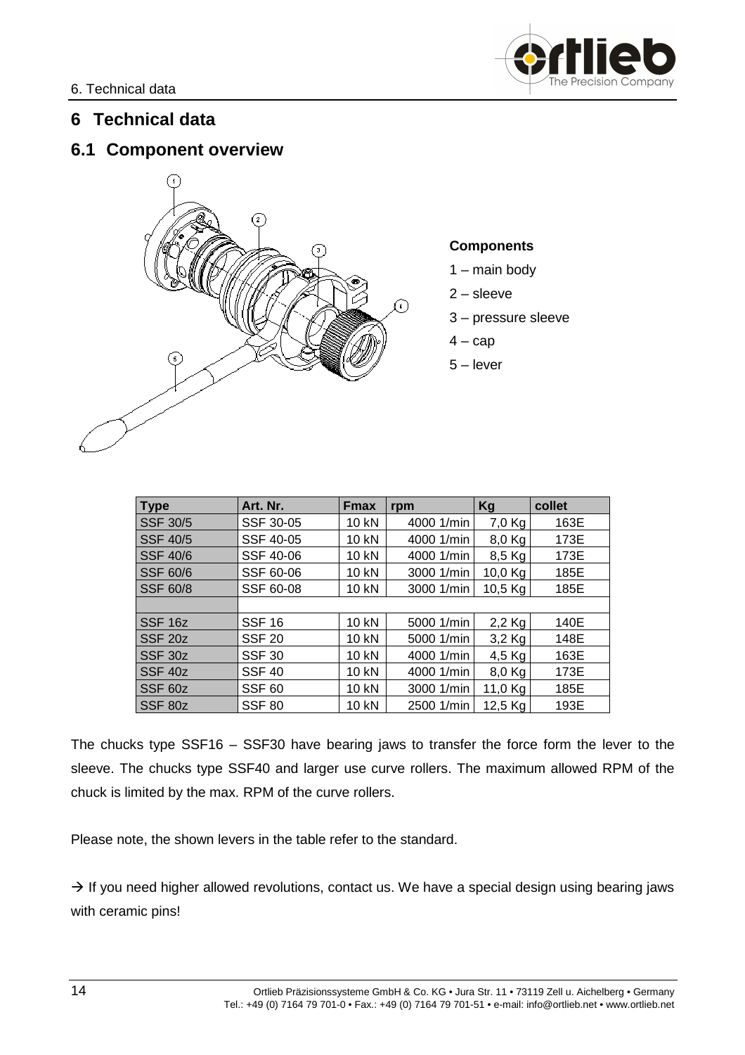# 6 Technical data

## 6.1 Component overview

**Components**

1 – main body

2 – sleeve

3 – pressure sleeve

4 – cap

5 – lever

| Type | Art. Nr. | Fmax | rpm | Kg | collet |
|---|---|---|---|---|---|
| SSF 30/5 | SSF 30-05 | 10 kN | 4000 1/min | 7,0 Kg | 163E |
| SSF 40/5 | SSF 40-05 | 10 kN | 4000 1/min | 8,0 Kg | 173E |
| SSF 40/6 | SSF 40-06 | 10 kN | 4000 1/min | 8,5 Kg | 173E |
| SSF 60/6 | SSF 60-06 | 10 kN | 3000 1/min | 10,0 Kg | 185E |
| SSF 60/8 | SSF 60-08 | 10 kN | 3000 1/min | 10,5 Kg | 185E |
| | | | | | |
| SSF 16z | SSF 16 | 10 kN | 5000 1/min | 2,2 Kg | 140E |
| SSF 20z | SSF 20 | 10 kN | 5000 1/min | 3,2 Kg | 148E |
| SSF 30z | SSF 30 | 10 kN | 4000 1/min | 4,5 Kg | 163E |
| SSF 40z | SSF 40 | 10 kN | 4000 1/min | 8,0 Kg | 173E |
| SSF 60z | SSF 60 | 10 kN | 3000 1/min | 11,0 Kg | 185E |
| SSF 80z | SSF 80 | 10 kN | 2500 1/min | 12,5 Kg | 193E |

The chucks type SSF16 – SSF30 have bearing jaws to transfer the force form the lever to the sleeve. The chucks type SSF40 and larger use curve rollers. The maximum allowed RPM of the chuck is limited by the max. RPM of the curve rollers.

Please note, the shown levers in the table refer to the standard.

→ If you need higher allowed revolutions, contact us. We have a special design using bearing jaws with ceramic pins!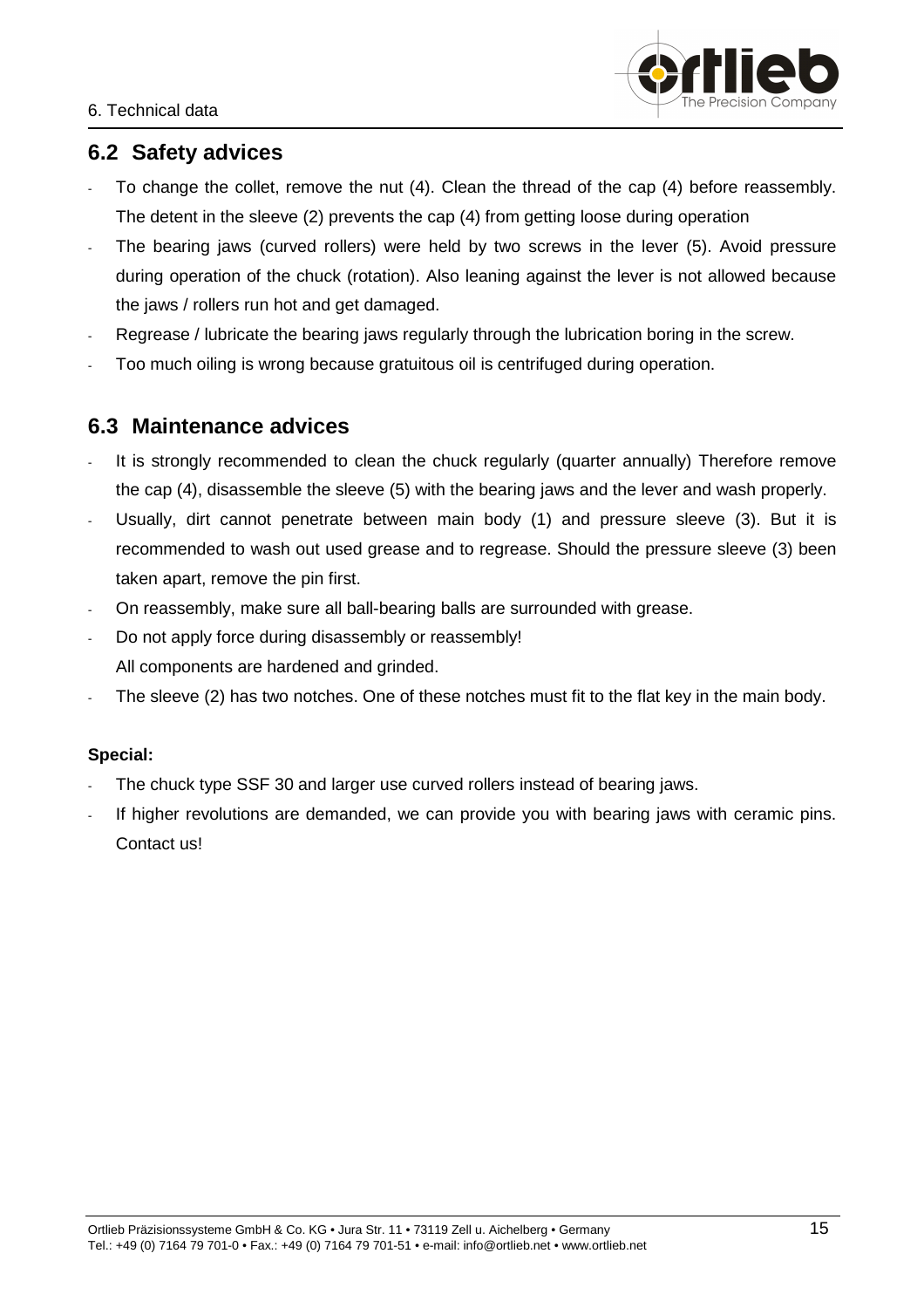## 6.2 Safety advices

- To change the collet, remove the nut (4). Clean the thread of the cap (4) before reassembly. The detent in the sleeve (2) prevents the cap (4) from getting loose during operation
- The bearing jaws (curved rollers) were held by two screws in the lever (5). Avoid pressure during operation of the chuck (rotation). Also leaning against the lever is not allowed because the jaws / rollers run hot and get damaged.
- Regrease / lubricate the bearing jaws regularly through the lubrication boring in the screw.
- Too much oiling is wrong because gratuitous oil is centrifuged during operation.

## 6.3 Maintenance advices

- It is strongly recommended to clean the chuck regularly (quarter annually) Therefore remove the cap (4), disassemble the sleeve (5) with the bearing jaws and the lever and wash properly.
- Usually, dirt cannot penetrate between main body (1) and pressure sleeve (3). But it is recommended to wash out used grease and to regrease. Should the pressure sleeve (3) been taken apart, remove the pin first.
- On reassembly, make sure all ball-bearing balls are surrounded with grease.
- Do not apply force during disassembly or reassembly!
  All components are hardened and grinded.
- The sleeve (2) has two notches. One of these notches must fit to the flat key in the main body.

**Special:**

- The chuck type SSF 30 and larger use curved rollers instead of bearing jaws.
- If higher revolutions are demanded, we can provide you with bearing jaws with ceramic pins. Contact us!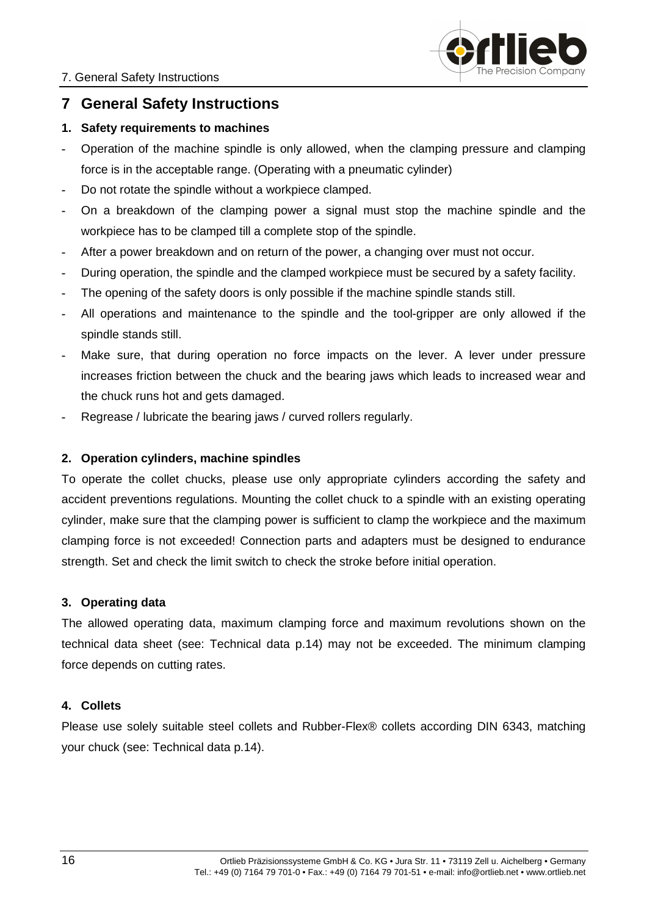# 7 General Safety Instructions

**1. Safety requirements to machines**

- Operation of the machine spindle is only allowed, when the clamping pressure and clamping force is in the acceptable range. (Operating with a pneumatic cylinder)
- Do not rotate the spindle without a workpiece clamped.
- On a breakdown of the clamping power a signal must stop the machine spindle and the workpiece has to be clamped till a complete stop of the spindle.
- After a power breakdown and on return of the power, a changing over must not occur.
- During operation, the spindle and the clamped workpiece must be secured by a safety facility.
- The opening of the safety doors is only possible if the machine spindle stands still.
- All operations and maintenance to the spindle and the tool-gripper are only allowed if the spindle stands still.
- Make sure, that during operation no force impacts on the lever. A lever under pressure increases friction between the chuck and the bearing jaws which leads to increased wear and the chuck runs hot and gets damaged.
- Regrease / lubricate the bearing jaws / curved rollers regularly.

**2. Operation cylinders, machine spindles**

To operate the collet chucks, please use only appropriate cylinders according the safety and accident preventions regulations. Mounting the collet chuck to a spindle with an existing operating cylinder, make sure that the clamping power is sufficient to clamp the workpiece and the maximum clamping force is not exceeded! Connection parts and adapters must be designed to endurance strength. Set and check the limit switch to check the stroke before initial operation.

**3. Operating data**

The allowed operating data, maximum clamping force and maximum revolutions shown on the technical data sheet (see: Technical data p.14) may not be exceeded. The minimum clamping force depends on cutting rates.

**4. Collets**

Please use solely suitable steel collets and Rubber-Flex® collets according DIN 6343, matching your chuck (see: Technical data p.14).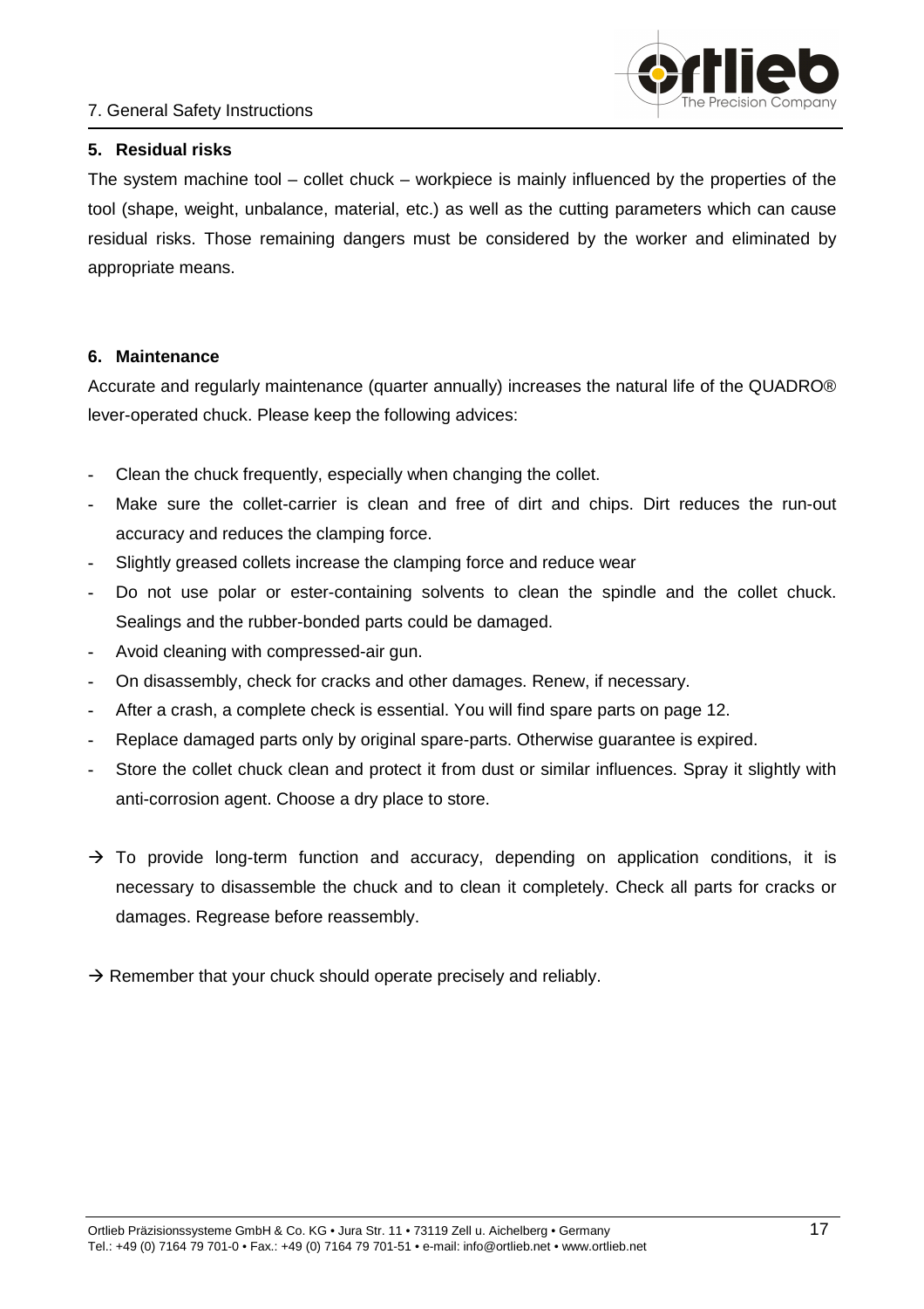## 5. Residual risks

The system machine tool – collet chuck – workpiece is mainly influenced by the properties of the tool (shape, weight, unbalance, material, etc.) as well as the cutting parameters which can cause residual risks. Those remaining dangers must be considered by the worker and eliminated by appropriate means.

## 6. Maintenance

Accurate and regularly maintenance (quarter annually) increases the natural life of the QUADRO® lever-operated chuck. Please keep the following advices:

- Clean the chuck frequently, especially when changing the collet.
- Make sure the collet-carrier is clean and free of dirt and chips. Dirt reduces the run-out accuracy and reduces the clamping force.
- Slightly greased collets increase the clamping force and reduce wear
- Do not use polar or ester-containing solvents to clean the spindle and the collet chuck. Sealings and the rubber-bonded parts could be damaged.
- Avoid cleaning with compressed-air gun.
- On disassembly, check for cracks and other damages. Renew, if necessary.
- After a crash, a complete check is essential. You will find spare parts on page 12.
- Replace damaged parts only by original spare-parts. Otherwise guarantee is expired.
- Store the collet chuck clean and protect it from dust or similar influences. Spray it slightly with anti-corrosion agent. Choose a dry place to store.

→ To provide long-term function and accuracy, depending on application conditions, it is necessary to disassemble the chuck and to clean it completely. Check all parts for cracks or damages. Regrease before reassembly.

→ Remember that your chuck should operate precisely and reliably.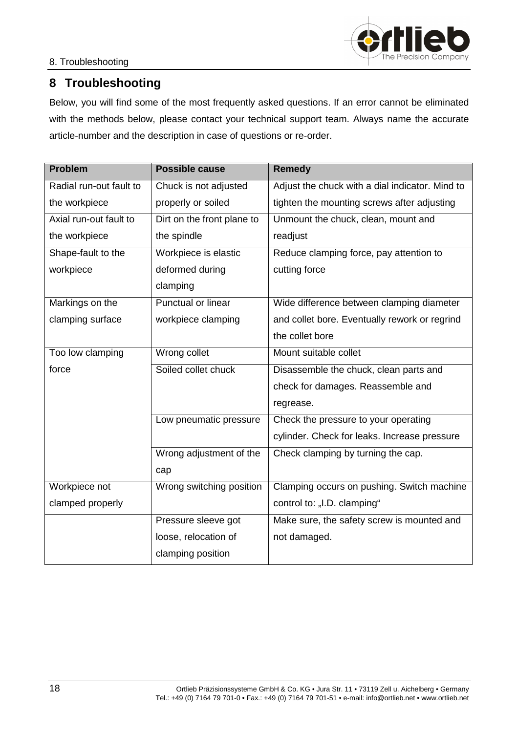# 8 Troubleshooting

Below, you will find some of the most frequently asked questions. If an error cannot be eliminated with the methods below, please contact your technical support team. Always name the accurate article-number and the description in case of questions or re-order.

| Problem | Possible cause | Remedy |
|---|---|---|
| Radial run-out fault to the workpiece | Chuck is not adjusted properly or soiled | Adjust the chuck with a dial indicator. Mind to tighten the mounting screws after adjusting |
| Axial run-out fault to the workpiece | Dirt on the front plane to the spindle | Unmount the chuck, clean, mount and readjust |
| Shape-fault to the workpiece | Workpiece is elastic deformed during clamping | Reduce clamping force, pay attention to cutting force |
| Markings on the clamping surface | Punctual or linear workpiece clamping | Wide difference between clamping diameter and collet bore. Eventually rework or regrind the collet bore |
| Too low clamping force | Wrong collet | Mount suitable collet |
| | Soiled collet chuck | Disassemble the chuck, clean parts and check for damages. Reassemble and regrease. |
| | Low pneumatic pressure | Check the pressure to your operating cylinder. Check for leaks. Increase pressure |
| | Wrong adjustment of the cap | Check clamping by turning the cap. |
| Workpiece not clamped properly | Wrong switching position | Clamping occurs on pushing. Switch machine control to: „I.D. clamping“ |
| | Pressure sleeve got loose, relocation of clamping position | Make sure, the safety screw is mounted and not damaged. |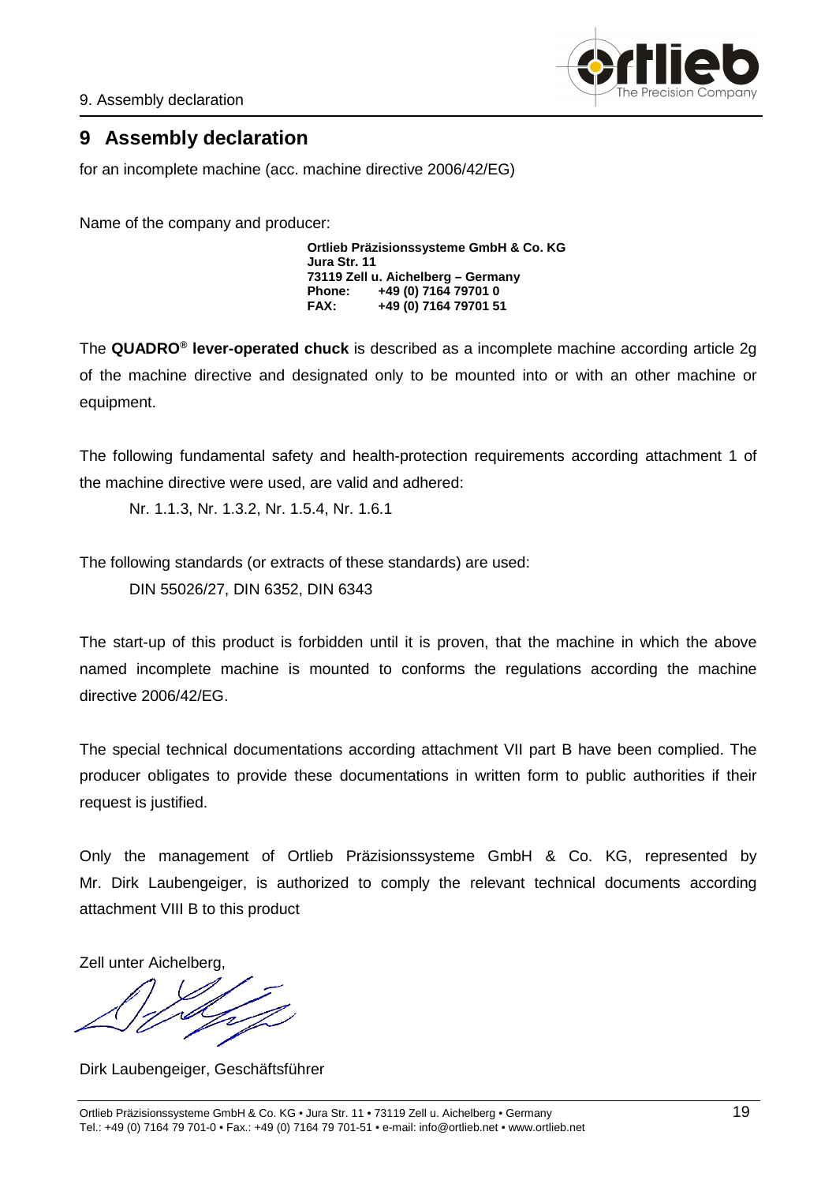# 9 Assembly declaration

for an incomplete machine (acc. machine directive 2006/42/EG)

Name of the company and producer:

**Ortlieb Präzisionssysteme GmbH & Co. KG**
**Jura Str. 11**
**73119 Zell u. Aichelberg – Germany**
**Phone: +49 (0) 7164 79701 0**
**FAX: +49 (0) 7164 79701 51**

The **QUADRO® lever-operated chuck** is described as a incomplete machine according article 2g of the machine directive and designated only to be mounted into or with an other machine or equipment.

The following fundamental safety and health-protection requirements according attachment 1 of the machine directive were used, are valid and adhered:

Nr. 1.1.3, Nr. 1.3.2, Nr. 1.5.4, Nr. 1.6.1

The following standards (or extracts of these standards) are used:

DIN 55026/27, DIN 6352, DIN 6343

The start-up of this product is forbidden until it is proven, that the machine in which the above named incomplete machine is mounted to conforms the regulations according the machine directive 2006/42/EG.

The special technical documentations according attachment VII part B have been complied. The producer obligates to provide these documentations in written form to public authorities if their request is justified.

Only the management of Ortlieb Präzisionssysteme GmbH & Co. KG, represented by Mr. Dirk Laubengeiger, is authorized to comply the relevant technical documents according attachment VIII B to this product

Zell unter Aichelberg,

Dirk Laubengeiger, Geschäftsführer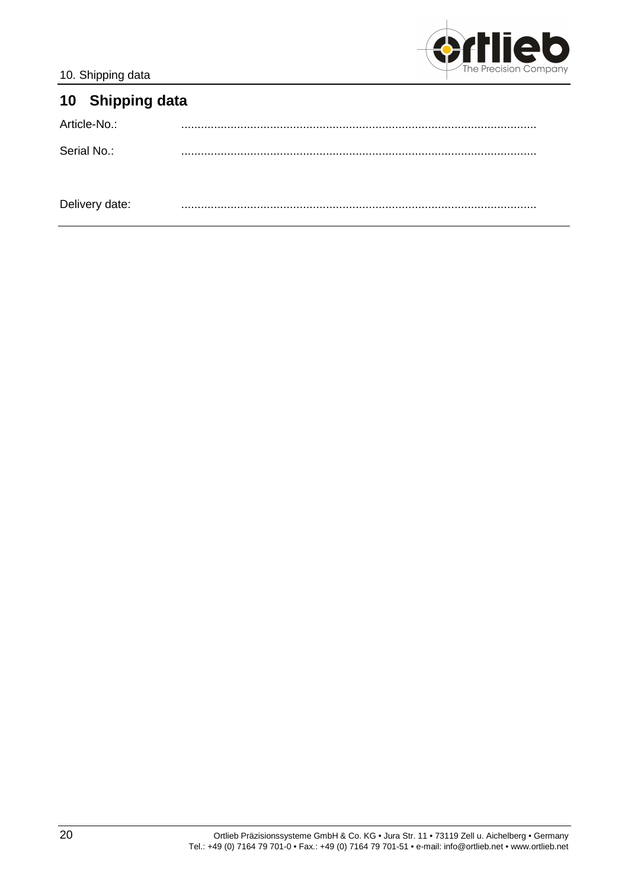# 10 Shipping data

Article-No.: ..........................................................................................................

Serial No.: ..........................................................................................................

Delivery date: ..........................................................................................................